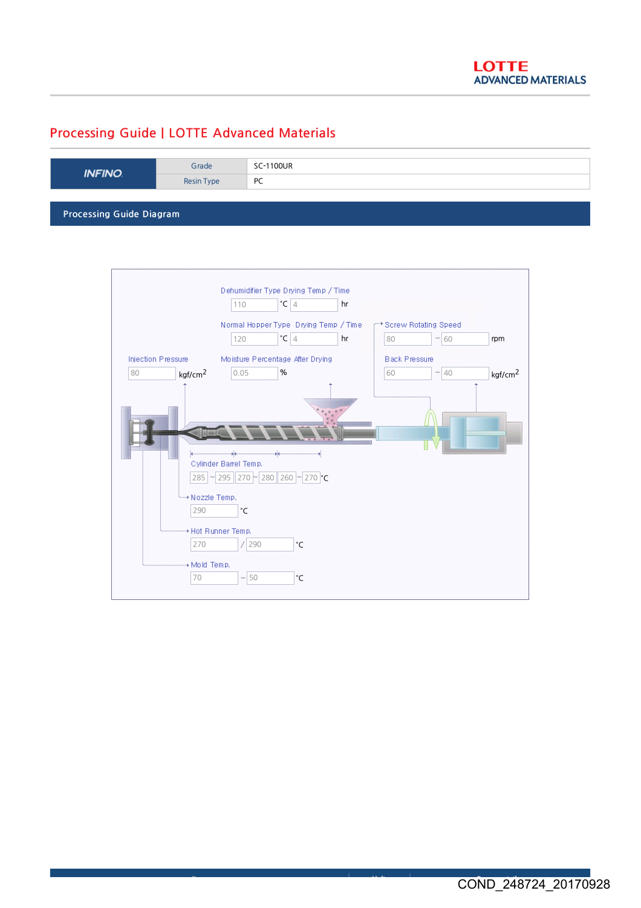# Processing Guide | LOTTE Advanced Materials

| INFINO | Grade | SC-1100UR |
|---|---|---|
| | Resin Type | PC |

## Processing Guide Diagram

Dehumidifier Type Drying Temp / Time
110 ℃ 4 hr

Normal Hopper Type Drying Temp / Time
120 ℃ 4 hr

Screw Rotating Speed
80 ~ 60 rpm

Injection Pressure
80 $kgf/cm^2$

Moisture Percentage After Drying
0.05 %

Back Pressure
60 ~ 40 $kgf/cm^2$

Cylinder Barrel Temp.
285 ~ 295 | 270 ~ 280 | 260 ~ 270 ℃

Nozzle Temp.
290 ℃

Hot Runner Temp.
270 / 290 ℃

Mold Temp.
70 ~ 50 ℃

COND_248724_20170928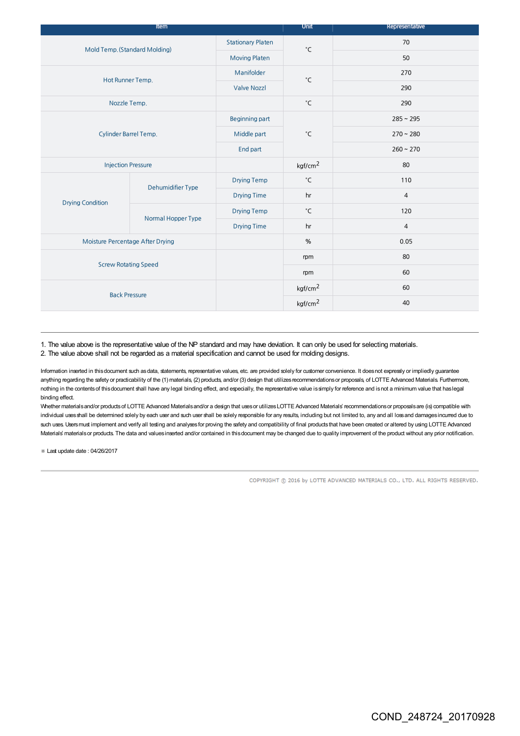| Item | | | Unit | Representative |
|---|---|---|---|---|
| Mold Temp.(Standard Molding) | | Stationary Platen | ˚C | 70 |
| | | Moving Platen | | 50 |
| Hot Runner Temp. | | Manifolder | ˚C | 270 |
| | | Valve Nozzl | | 290 |
| Nozzle Temp. | | | ˚C | 290 |
| Cylinder Barrel Temp. | | Beginning part | ˚C | 285 ~ 295 |
| | | Middle part | | 270 ~ 280 |
| | | End part | | 260 ~ 270 |
| Injection Pressure | | | $kgf/cm^2$ | 80 |
| Drying Condition | Dehumidifier Type | Drying Temp | ˚C | 110 |
| | | Drying Time | hr | 4 |
| | Normal Hopper Type | Drying Temp | ˚C | 120 |
| | | Drying Time | hr | 4 |
| Moisture Percentage After Drying | | | % | 0.05 |
| Screw Rotating Speed | | | rpm | 80 |
| | | | rpm | 60 |
| Back Pressure | | | $kgf/cm^2$ | 60 |
| | | | $kgf/cm^2$ | 40 |

1. The value above is the representative value of the NP standard and may have deviation. It can only be used for selecting materials.
2. The value above shall not be regarded as a material specification and cannot be used for molding designs.

Information inserted in this document such as data, statements, representative values, etc. are provided solely for customer convenience. It does not expressly or impliedly guarantee anything regarding the safety or practicability of the (1) materials, (2) products, and/or (3) design that utilizes recommendations or proposals, of LOTTE Advanced Materials. Furthermore, nothing in the contents of this document shall have any legal binding effect, and especially, the representative value is simply for reference and is not a minimum value that has legal binding effect.
Whether materials and/or products of LOTTE Advanced Materials and/or a design that uses or utilizes LOTTE Advanced Materials' recommendations or proposals are (is) compatible with individual uses shall be determined solely by each user and such user shall be solely responsible for any results, including but not limited to, any and all loss and damages incurred due to such uses. Users must implement and verify all testing and analyses for proving the safety and compatibility of final products that have been created or altered by using LOTTE Advanced Materials' materials or products. The data and values inserted and/or contained in this document may be changed due to quality improvement of the product without any prior notification.

※ Last update date : 04/26/2017

COPYRIGHT ⓒ 2016 by LOTTE ADVANCED MATERIALS CO., LTD. ALL RIGHTS RESERVED.

COND_248724_20170928